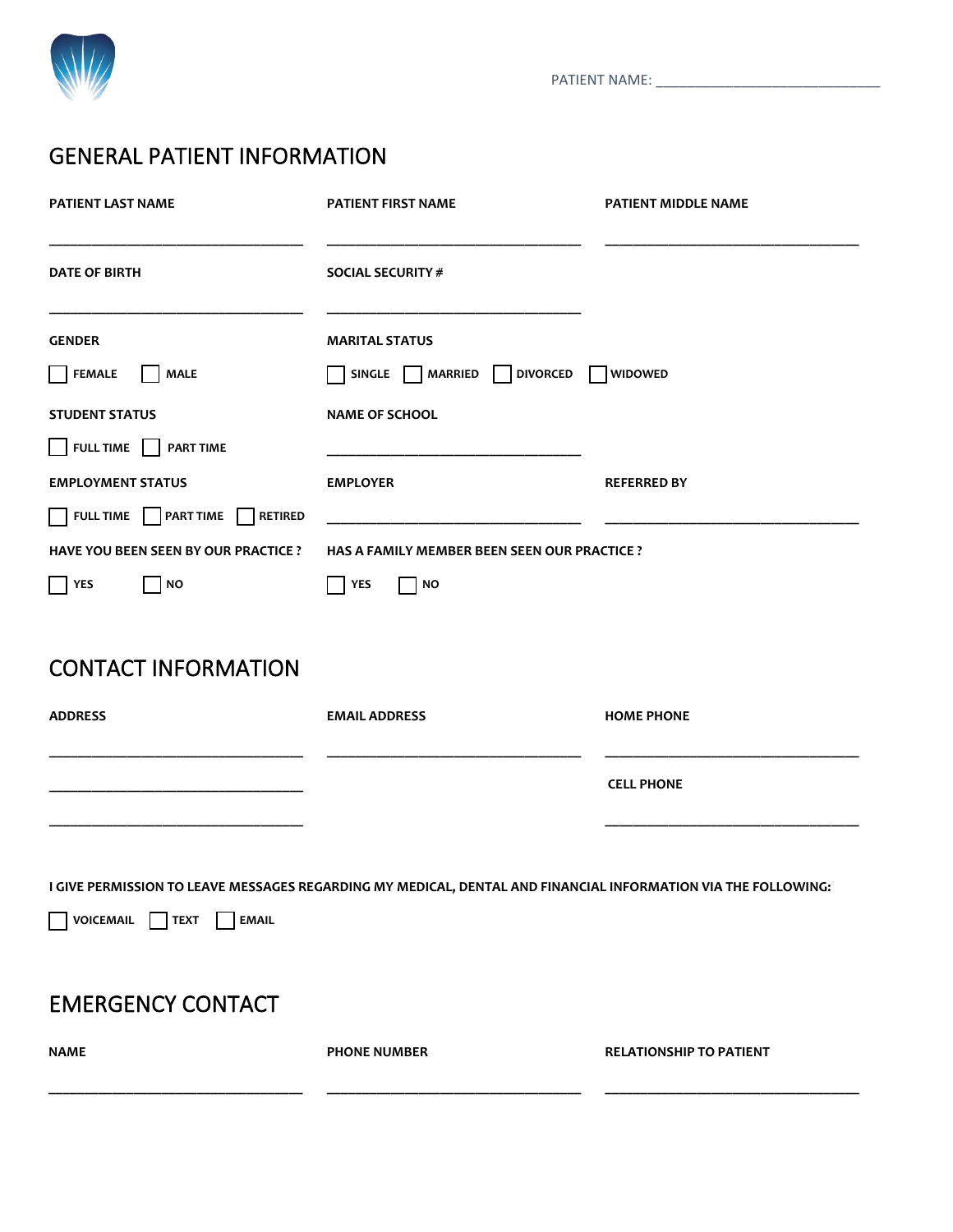PATIENT NAME: ______________________________

# GENERAL PATIENT INFORMATION

**PATIENT LAST NAME** ______________________________

**PATIENT FIRST NAME** ______________________________

**PATIENT MIDDLE NAME** ______________________________

**DATE OF BIRTH** ______________________________

**SOCIAL SECURITY #** ______________________________

**GENDER**

☐ FEMALE ☐ MALE

**MARITAL STATUS**

☐ SINGLE ☐ MARRIED ☐ DIVORCED ☐ WIDOWED

**STUDENT STATUS**

☐ FULL TIME ☐ PART TIME

**NAME OF SCHOOL** ______________________________

**EMPLOYMENT STATUS**

☐ FULL TIME ☐ PART TIME ☐ RETIRED

**EMPLOYER** ______________________________

**REFERRED BY** ______________________________

**HAVE YOU BEEN SEEN BY OUR PRACTICE ?**

☐ YES ☐ NO

**HAS A FAMILY MEMBER BEEN SEEN OUR PRACTICE ?**

☐ YES ☐ NO

# CONTACT INFORMATION

**ADDRESS**

______________________________

______________________________

______________________________

**EMAIL ADDRESS** ______________________________

**HOME PHONE** ______________________________

**CELL PHONE** ______________________________

**I GIVE PERMISSION TO LEAVE MESSAGES REGARDING MY MEDICAL, DENTAL AND FINANCIAL INFORMATION VIA THE FOLLOWING:**

☐ VOICEMAIL ☐ TEXT ☐ EMAIL

# EMERGENCY CONTACT

**NAME** ______________________________

**PHONE NUMBER** ______________________________

**RELATIONSHIP TO PATIENT** ______________________________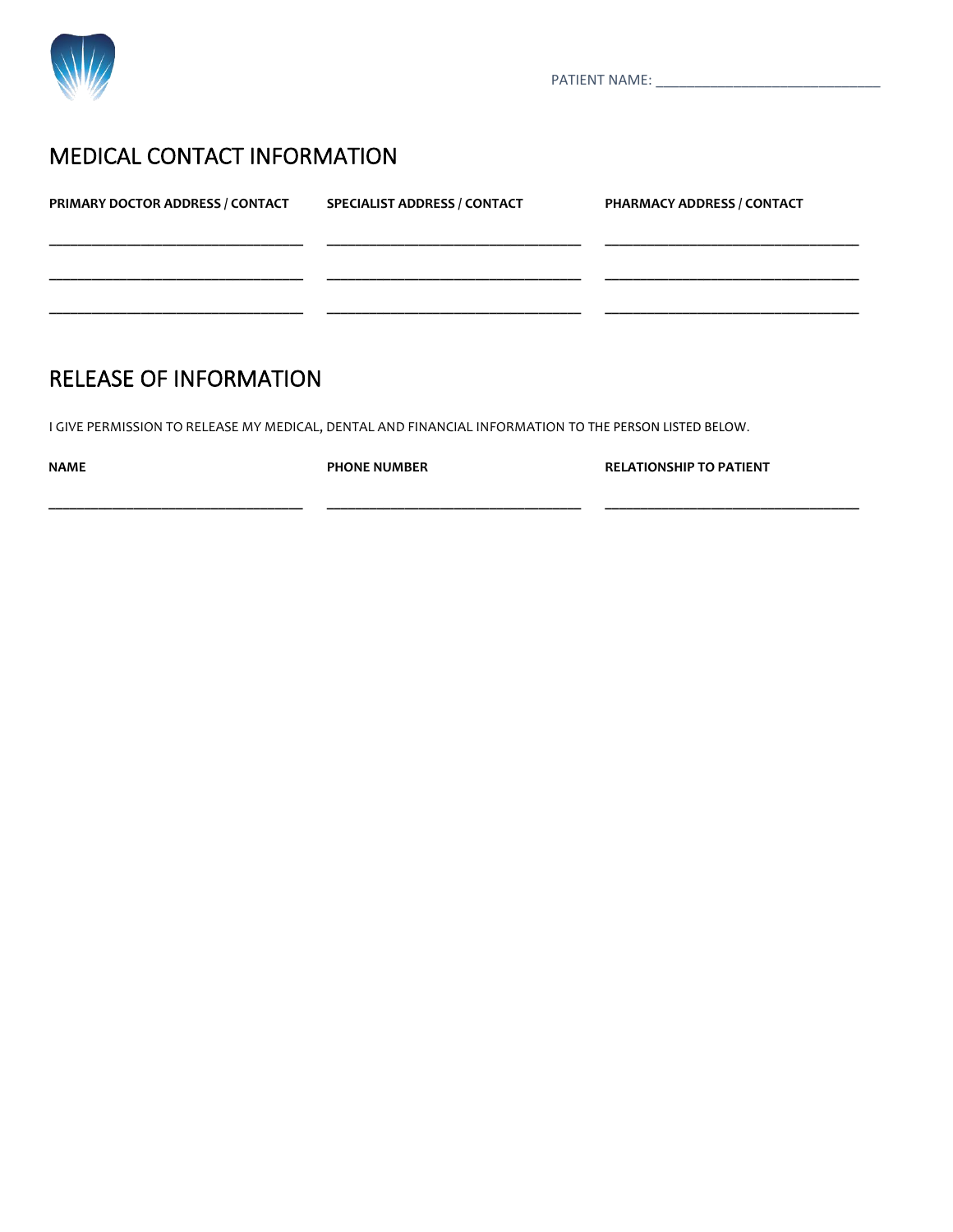PATIENT NAME: ______________________________

# MEDICAL CONTACT INFORMATION

| PRIMARY DOCTOR ADDRESS / CONTACT | SPECIALIST ADDRESS / CONTACT | PHARMACY ADDRESS / CONTACT |
|---|---|---|
| ______________________________ | ______________________________ | ______________________________ |
| ______________________________ | ______________________________ | ______________________________ |
| ______________________________ | ______________________________ | ______________________________ |

# RELEASE OF INFORMATION

I GIVE PERMISSION TO RELEASE MY MEDICAL, DENTAL AND FINANCIAL INFORMATION TO THE PERSON LISTED BELOW.

| NAME | PHONE NUMBER | RELATIONSHIP TO PATIENT |
|---|---|---|
| ______________________________ | ______________________________ | ______________________________ |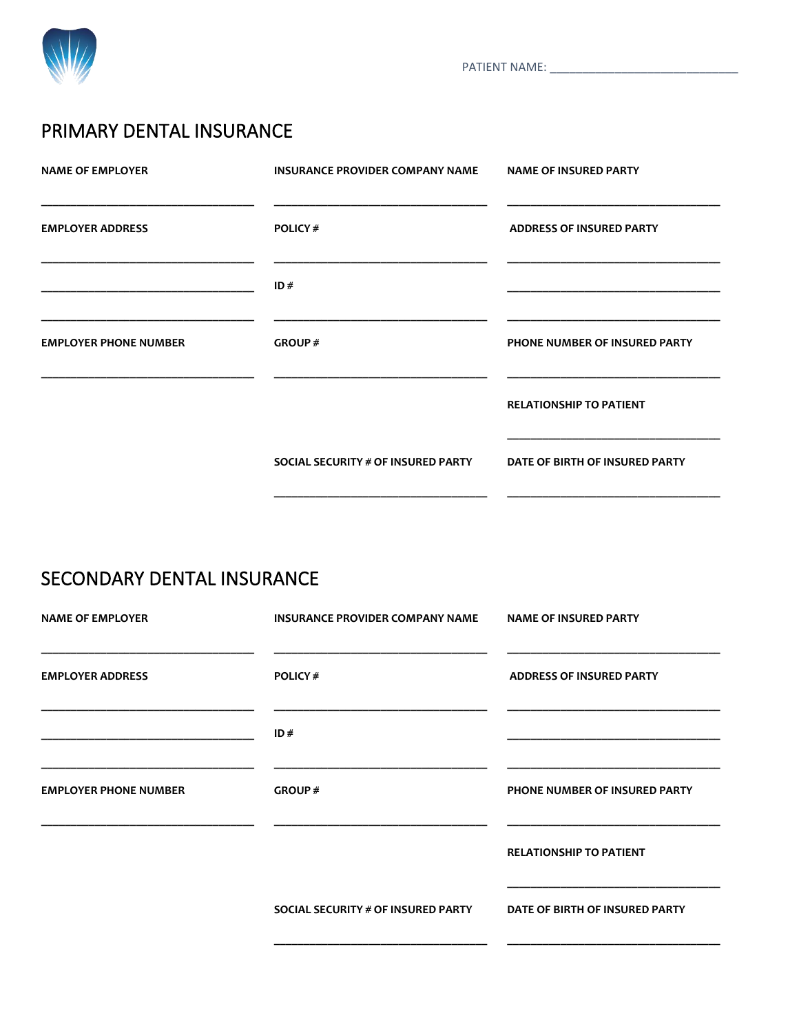PATIENT NAME: ______________________________

## PRIMARY DENTAL INSURANCE

**NAME OF EMPLOYER**

___________________________________

**EMPLOYER ADDRESS**

___________________________________

___________________________________

___________________________________

**EMPLOYER PHONE NUMBER**

___________________________________

**INSURANCE PROVIDER COMPANY NAME**

___________________________________

**POLICY #**

___________________________________

**ID #**

___________________________________

**GROUP #**

___________________________________

**SOCIAL SECURITY # OF INSURED PARTY**

___________________________________

**NAME OF INSURED PARTY**

___________________________________

**ADDRESS OF INSURED PARTY**

___________________________________

___________________________________

___________________________________

**PHONE NUMBER OF INSURED PARTY**

___________________________________

**RELATIONSHIP TO PATIENT**

___________________________________

**DATE OF BIRTH OF INSURED PARTY**

___________________________________

## SECONDARY DENTAL INSURANCE

**NAME OF EMPLOYER**

___________________________________

**EMPLOYER ADDRESS**

___________________________________

___________________________________

___________________________________

**EMPLOYER PHONE NUMBER**

___________________________________

**INSURANCE PROVIDER COMPANY NAME**

___________________________________

**POLICY #**

___________________________________

**ID #**

___________________________________

**GROUP #**

___________________________________

**SOCIAL SECURITY # OF INSURED PARTY**

___________________________________

**NAME OF INSURED PARTY**

___________________________________

**ADDRESS OF INSURED PARTY**

___________________________________

___________________________________

___________________________________

**PHONE NUMBER OF INSURED PARTY**

___________________________________

**RELATIONSHIP TO PATIENT**

___________________________________

**DATE OF BIRTH OF INSURED PARTY**

___________________________________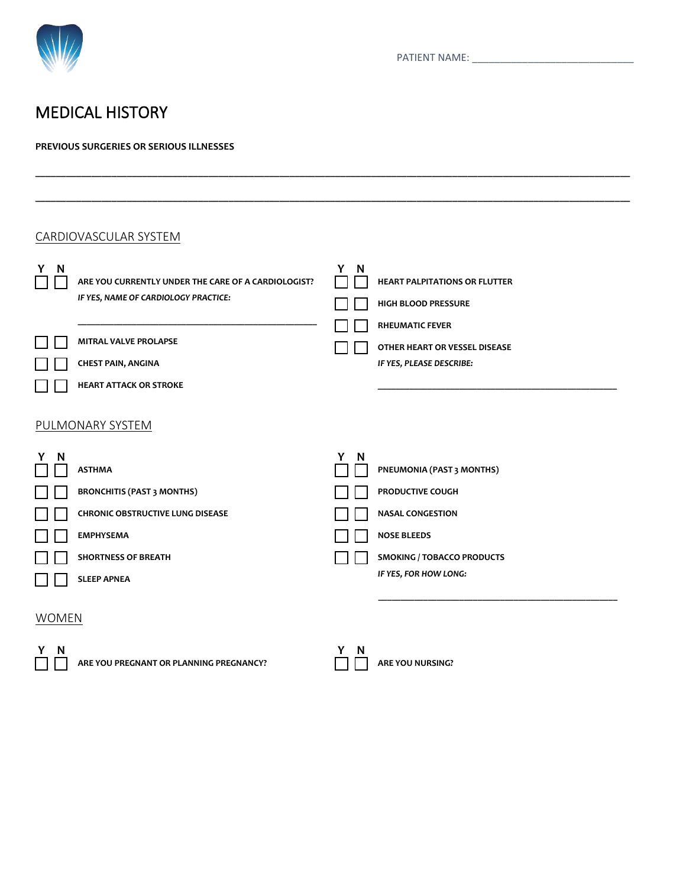PATIENT NAME: ______________________________

# MEDICAL HISTORY

**PREVIOUS SURGERIES OR SERIOUS ILLNESSES**

_______________________________________________________________________________

_______________________________________________________________________________

## CARDIOVASCULAR SYSTEM

| Y | N | |
|---|---|---|
| ☐ | ☐ | **ARE YOU CURRENTLY UNDER THE CARE OF A CARDIOLOGIST?** *IF YES, NAME OF CARDIOLOGY PRACTICE:* ______________________________ |
| ☐ | ☐ | **MITRAL VALVE PROLAPSE** |
| ☐ | ☐ | **CHEST PAIN, ANGINA** |
| ☐ | ☐ | **HEART ATTACK OR STROKE** |
| ☐ | ☐ | **HEART PALPITATIONS OR FLUTTER** |
| ☐ | ☐ | **HIGH BLOOD PRESSURE** |
| ☐ | ☐ | **RHEUMATIC FEVER** |
| ☐ | ☐ | **OTHER HEART OR VESSEL DISEASE** *IF YES, PLEASE DESCRIBE:* ______________________________ |

## PULMONARY SYSTEM

| Y | N | |
|---|---|---|
| ☐ | ☐ | **ASTHMA** |
| ☐ | ☐ | **BRONCHITIS (PAST 3 MONTHS)** |
| ☐ | ☐ | **CHRONIC OBSTRUCTIVE LUNG DISEASE** |
| ☐ | ☐ | **EMPHYSEMA** |
| ☐ | ☐ | **SHORTNESS OF BREATH** |
| ☐ | ☐ | **SLEEP APNEA** |
| ☐ | ☐ | **PNEUMONIA (PAST 3 MONTHS)** |
| ☐ | ☐ | **PRODUCTIVE COUGH** |
| ☐ | ☐ | **NASAL CONGESTION** |
| ☐ | ☐ | **NOSE BLEEDS** |
| ☐ | ☐ | **SMOKING / TOBACCO PRODUCTS** *IF YES, FOR HOW LONG:* ______________________________ |

## WOMEN

| Y | N | |
|---|---|---|
| ☐ | ☐ | **ARE YOU PREGNANT OR PLANNING PREGNANCY?** |
| ☐ | ☐ | **ARE YOU NURSING?** |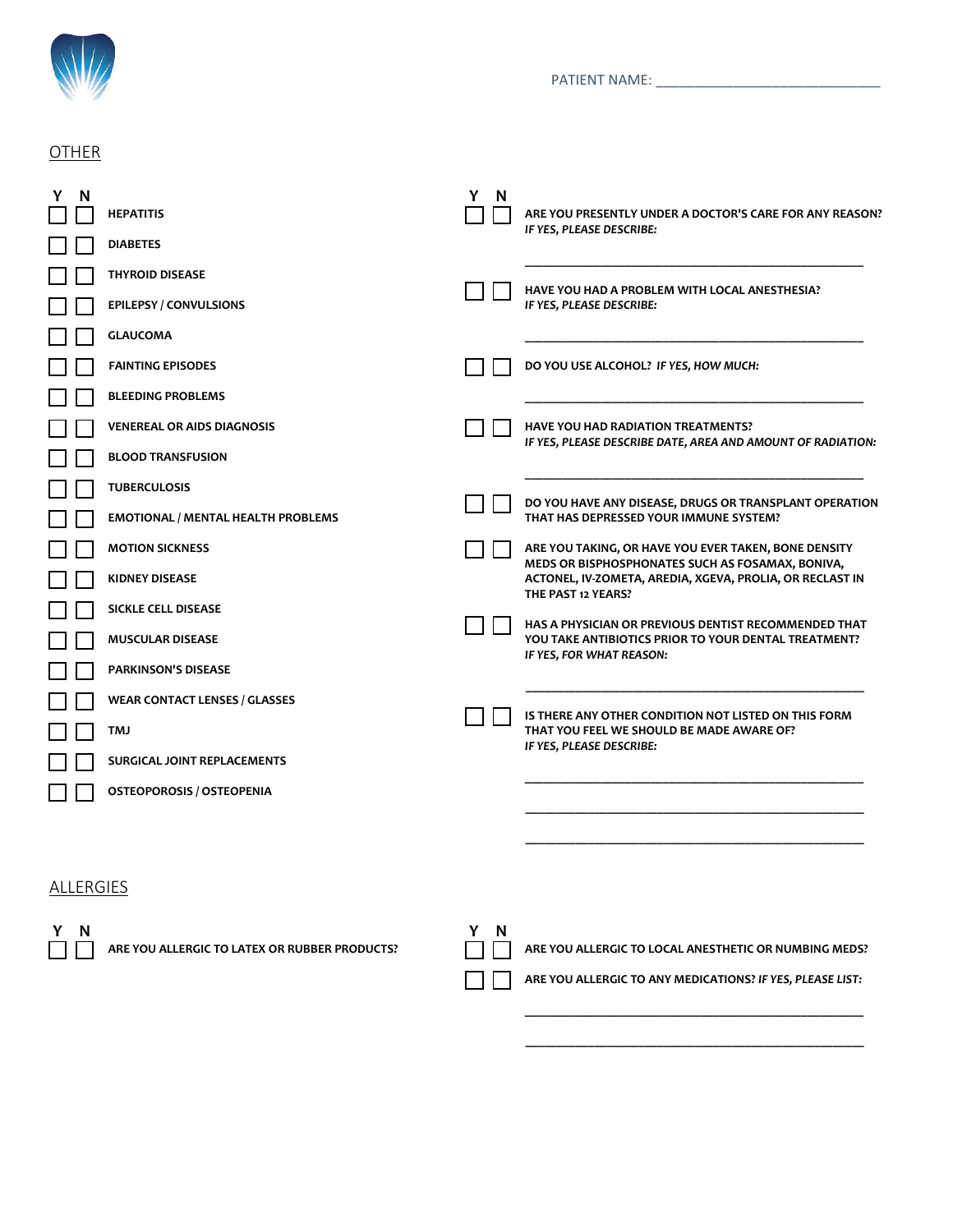PATIENT NAME: ______________________________

## OTHER

| Y | N | |
|---|---|---|
| ☐ | ☐ | **HEPATITIS** |
| ☐ | ☐ | **DIABETES** |
| ☐ | ☐ | **THYROID DISEASE** |
| ☐ | ☐ | **EPILEPSY / CONVULSIONS** |
| ☐ | ☐ | **GLAUCOMA** |
| ☐ | ☐ | **FAINTING EPISODES** |
| ☐ | ☐ | **BLEEDING PROBLEMS** |
| ☐ | ☐ | **VENEREAL OR AIDS DIAGNOSIS** |
| ☐ | ☐ | **BLOOD TRANSFUSION** |
| ☐ | ☐ | **TUBERCULOSIS** |
| ☐ | ☐ | **EMOTIONAL / MENTAL HEALTH PROBLEMS** |
| ☐ | ☐ | **MOTION SICKNESS** |
| ☐ | ☐ | **KIDNEY DISEASE** |
| ☐ | ☐ | **SICKLE CELL DISEASE** |
| ☐ | ☐ | **MUSCULAR DISEASE** |
| ☐ | ☐ | **PARKINSON'S DISEASE** |
| ☐ | ☐ | **WEAR CONTACT LENSES / GLASSES** |
| ☐ | ☐ | **TMJ** |
| ☐ | ☐ | **SURGICAL JOINT REPLACEMENTS** |
| ☐ | ☐ | **OSTEOPOROSIS / OSTEOPENIA** |

| Y | N | |
|---|---|---|
| ☐ | ☐ | **ARE YOU PRESENTLY UNDER A DOCTOR'S CARE FOR ANY REASON?** ***IF YES, PLEASE DESCRIBE:*** ______________________________ |
| ☐ | ☐ | **HAVE YOU HAD A PROBLEM WITH LOCAL ANESTHESIA?** ***IF YES, PLEASE DESCRIBE:*** ______________________________ |
| ☐ | ☐ | **DO YOU USE ALCOHOL?** ***IF YES, HOW MUCH:*** ______________________________ |
| ☐ | ☐ | **HAVE YOU HAD RADIATION TREATMENTS?** ***IF YES, PLEASE DESCRIBE DATE, AREA AND AMOUNT OF RADIATION:*** ______________________________ |
| ☐ | ☐ | **DO YOU HAVE ANY DISEASE, DRUGS OR TRANSPLANT OPERATION THAT HAS DEPRESSED YOUR IMMUNE SYSTEM?** |
| ☐ | ☐ | **ARE YOU TAKING, OR HAVE YOU EVER TAKEN, BONE DENSITY MEDS OR BISPHOSPHONATES SUCH AS FOSAMAX, BONIVA, ACTONEL, IV-ZOMETA, AREDIA, XGEVA, PROLIA, OR RECLAST IN THE PAST 12 YEARS?** |
| ☐ | ☐ | **HAS A PHYSICIAN OR PREVIOUS DENTIST RECOMMENDED THAT YOU TAKE ANTIBIOTICS PRIOR TO YOUR DENTAL TREATMENT?** ***IF YES, FOR WHAT REASON:*** ______________________________ |
| ☐ | ☐ | **IS THERE ANY OTHER CONDITION NOT LISTED ON THIS FORM THAT YOU FEEL WE SHOULD BE MADE AWARE OF?** ***IF YES, PLEASE DESCRIBE:*** ______________________________ ______________________________ ______________________________ |

## ALLERGIES

| Y | N | |
|---|---|---|
| ☐ | ☐ | **ARE YOU ALLERGIC TO LATEX OR RUBBER PRODUCTS?** |
| ☐ | ☐ | **ARE YOU ALLERGIC TO LOCAL ANESTHETIC OR NUMBING MEDS?** |
| ☐ | ☐ | **ARE YOU ALLERGIC TO ANY MEDICATIONS?** ***IF YES, PLEASE LIST:*** ______________________________ ______________________________ |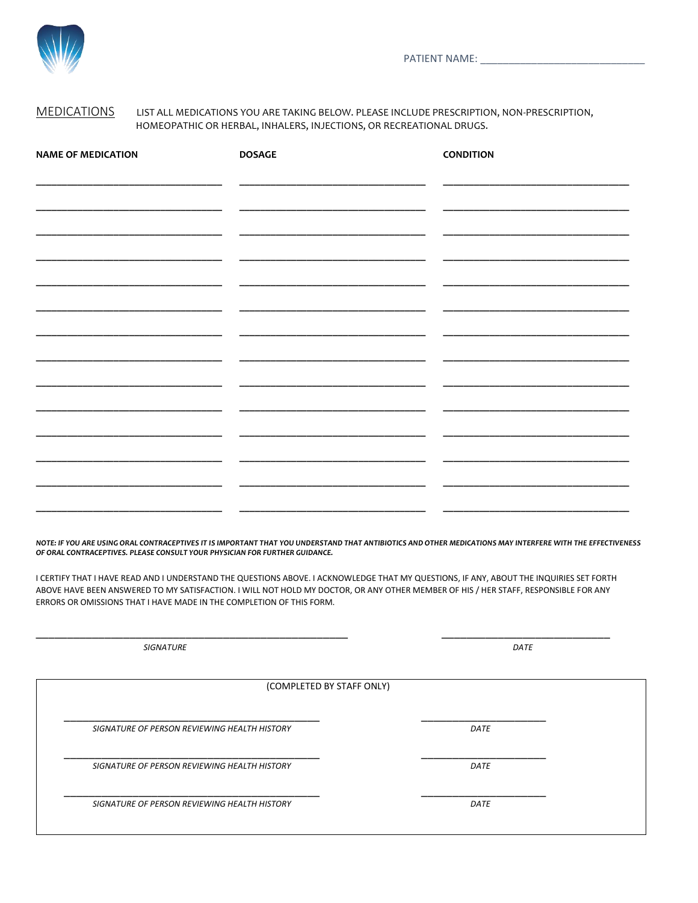PATIENT NAME: ______________________________

## MEDICATIONS

LIST ALL MEDICATIONS YOU ARE TAKING BELOW. PLEASE INCLUDE PRESCRIPTION, NON-PRESCRIPTION, HOMEOPATHIC OR HERBAL, INHALERS, INJECTIONS, OR RECREATIONAL DRUGS.

| NAME OF MEDICATION | DOSAGE | CONDITION |
| --- | --- | --- |
| | | |
| | | |
| | | |
| | | |
| | | |
| | | |
| | | |
| | | |
| | | |
| | | |
| | | |
| | | |
| | | |
| | | |

***NOTE: IF YOU ARE USING ORAL CONTRACEPTIVES IT IS IMPORTANT THAT YOU UNDERSTAND THAT ANTIBIOTICS AND OTHER MEDICATIONS MAY INTERFERE WITH THE EFFECTIVENESS OF ORAL CONTRACEPTIVES. PLEASE CONSULT YOUR PHYSICIAN FOR FURTHER GUIDANCE.***

I CERTIFY THAT I HAVE READ AND I UNDERSTAND THE QUESTIONS ABOVE. I ACKNOWLEDGE THAT MY QUESTIONS, IF ANY, ABOUT THE INQUIRIES SET FORTH ABOVE HAVE BEEN ANSWERED TO MY SATISFACTION. I WILL NOT HOLD MY DOCTOR, OR ANY OTHER MEMBER OF HIS / HER STAFF, RESPONSIBLE FOR ANY ERRORS OR OMISSIONS THAT I HAVE MADE IN THE COMPLETION OF THIS FORM.

______________________________ ______________________________

*SIGNATURE* *DATE*

(COMPLETED BY STAFF ONLY)

______________________________ ______________________________

*SIGNATURE OF PERSON REVIEWING HEALTH HISTORY* *DATE*

______________________________ ______________________________

*SIGNATURE OF PERSON REVIEWING HEALTH HISTORY* *DATE*

______________________________ ______________________________

*SIGNATURE OF PERSON REVIEWING HEALTH HISTORY* *DATE*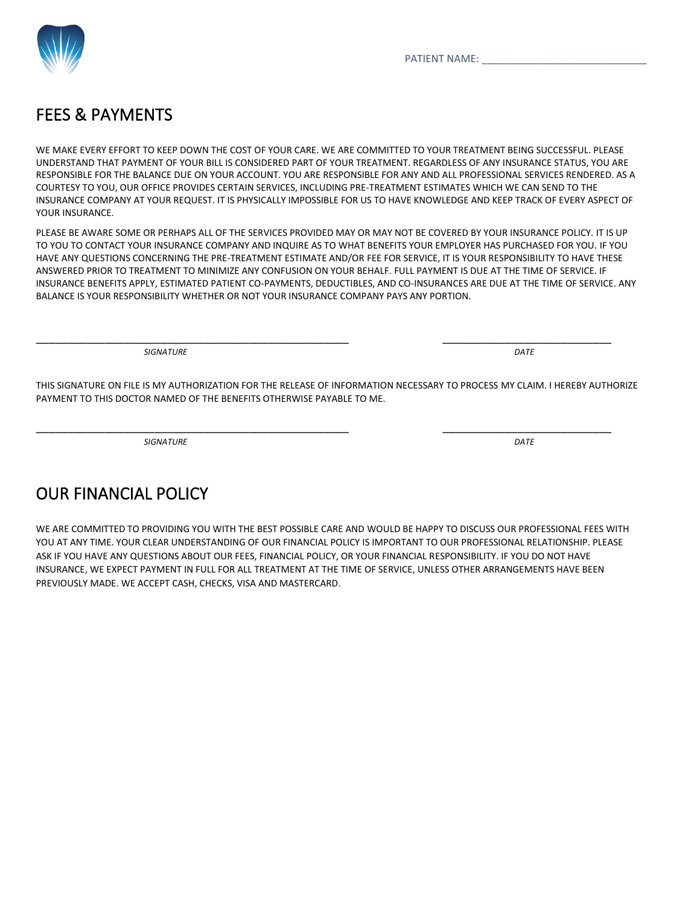PATIENT NAME: ______________________________

## FEES & PAYMENTS

WE MAKE EVERY EFFORT TO KEEP DOWN THE COST OF YOUR CARE. WE ARE COMMITTED TO YOUR TREATMENT BEING SUCCESSFUL. PLEASE UNDERSTAND THAT PAYMENT OF YOUR BILL IS CONSIDERED PART OF YOUR TREATMENT. REGARDLESS OF ANY INSURANCE STATUS, YOU ARE RESPONSIBLE FOR THE BALANCE DUE ON YOUR ACCOUNT. YOU ARE RESPONSIBLE FOR ANY AND ALL PROFESSIONAL SERVICES RENDERED. AS A COURTESY TO YOU, OUR OFFICE PROVIDES CERTAIN SERVICES, INCLUDING PRE-TREATMENT ESTIMATES WHICH WE CAN SEND TO THE INSURANCE COMPANY AT YOUR REQUEST. IT IS PHYSICALLY IMPOSSIBLE FOR US TO HAVE KNOWLEDGE AND KEEP TRACK OF EVERY ASPECT OF YOUR INSURANCE.

PLEASE BE AWARE SOME OR PERHAPS ALL OF THE SERVICES PROVIDED MAY OR MAY NOT BE COVERED BY YOUR INSURANCE POLICY. IT IS UP TO YOU TO CONTACT YOUR INSURANCE COMPANY AND INQUIRE AS TO WHAT BENEFITS YOUR EMPLOYER HAS PURCHASED FOR YOU. IF YOU HAVE ANY QUESTIONS CONCERNING THE PRE-TREATMENT ESTIMATE AND/OR FEE FOR SERVICE, IT IS YOUR RESPONSIBILITY TO HAVE THESE ANSWERED PRIOR TO TREATMENT TO MINIMIZE ANY CONFUSION ON YOUR BEHALF. FULL PAYMENT IS DUE AT THE TIME OF SERVICE. IF INSURANCE BENEFITS APPLY, ESTIMATED PATIENT CO-PAYMENTS, DEDUCTIBLES, AND CO-INSURANCES ARE DUE AT THE TIME OF SERVICE. ANY BALANCE IS YOUR RESPONSIBILITY WHETHER OR NOT YOUR INSURANCE COMPANY PAYS ANY PORTION.

______________________________________________ ______________________________

*SIGNATURE* *DATE*

THIS SIGNATURE ON FILE IS MY AUTHORIZATION FOR THE RELEASE OF INFORMATION NECESSARY TO PROCESS MY CLAIM. I HEREBY AUTHORIZE PAYMENT TO THIS DOCTOR NAMED OF THE BENEFITS OTHERWISE PAYABLE TO ME.

______________________________________________ ______________________________

*SIGNATURE* *DATE*

## OUR FINANCIAL POLICY

WE ARE COMMITTED TO PROVIDING YOU WITH THE BEST POSSIBLE CARE AND WOULD BE HAPPY TO DISCUSS OUR PROFESSIONAL FEES WITH YOU AT ANY TIME. YOUR CLEAR UNDERSTANDING OF OUR FINANCIAL POLICY IS IMPORTANT TO OUR PROFESSIONAL RELATIONSHIP. PLEASE ASK IF YOU HAVE ANY QUESTIONS ABOUT OUR FEES, FINANCIAL POLICY, OR YOUR FINANCIAL RESPONSIBILITY. IF YOU DO NOT HAVE INSURANCE, WE EXPECT PAYMENT IN FULL FOR ALL TREATMENT AT THE TIME OF SERVICE, UNLESS OTHER ARRANGEMENTS HAVE BEEN PREVIOUSLY MADE. WE ACCEPT CASH, CHECKS, VISA AND MASTERCARD.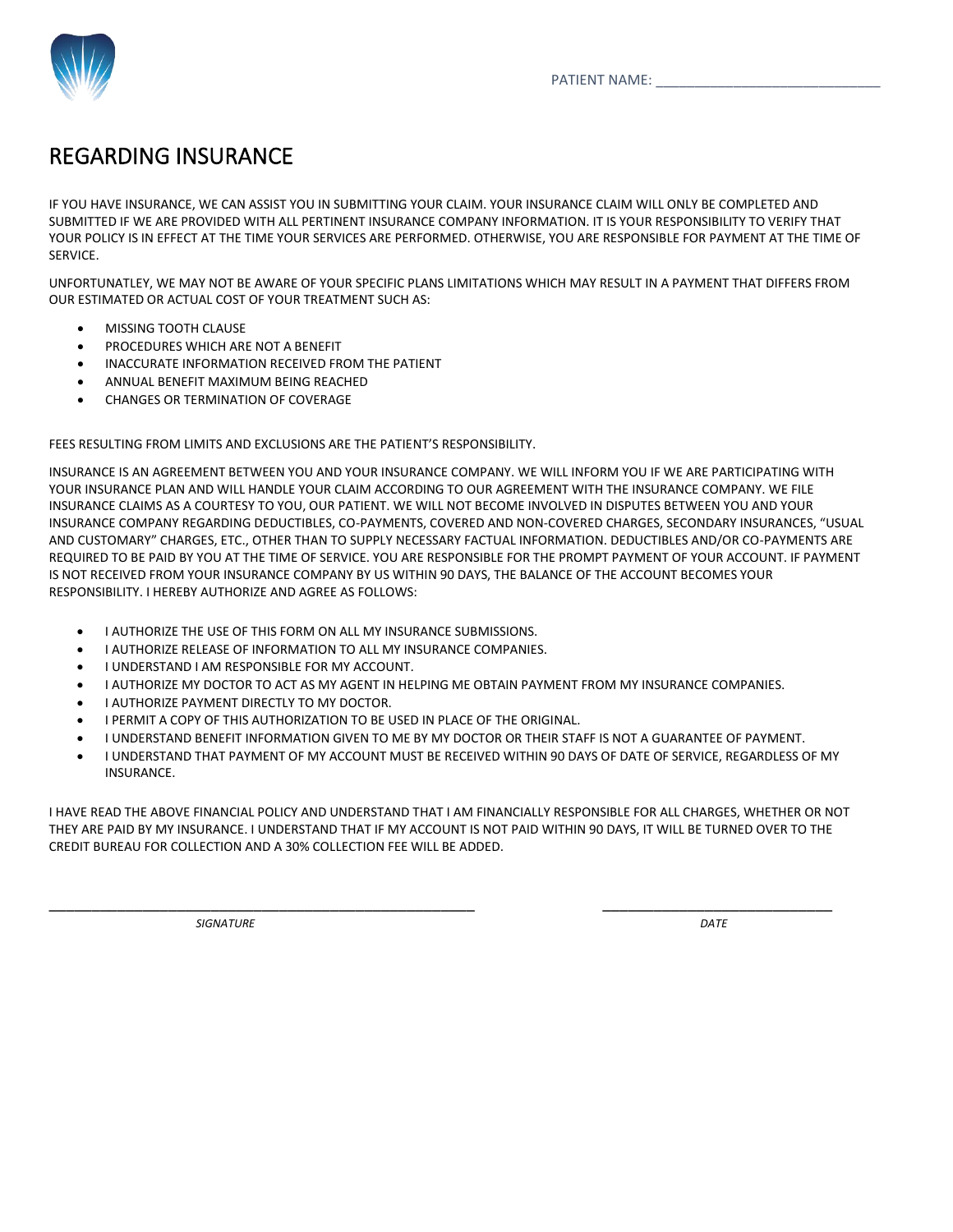PATIENT NAME: ______________________________

# REGARDING INSURANCE

IF YOU HAVE INSURANCE, WE CAN ASSIST YOU IN SUBMITTING YOUR CLAIM. YOUR INSURANCE CLAIM WILL ONLY BE COMPLETED AND SUBMITTED IF WE ARE PROVIDED WITH ALL PERTINENT INSURANCE COMPANY INFORMATION. IT IS YOUR RESPONSIBILITY TO VERIFY THAT YOUR POLICY IS IN EFFECT AT THE TIME YOUR SERVICES ARE PERFORMED. OTHERWISE, YOU ARE RESPONSIBLE FOR PAYMENT AT THE TIME OF SERVICE.

UNFORTUNATLEY, WE MAY NOT BE AWARE OF YOUR SPECIFIC PLANS LIMITATIONS WHICH MAY RESULT IN A PAYMENT THAT DIFFERS FROM OUR ESTIMATED OR ACTUAL COST OF YOUR TREATMENT SUCH AS:

- MISSING TOOTH CLAUSE
- PROCEDURES WHICH ARE NOT A BENEFIT
- INACCURATE INFORMATION RECEIVED FROM THE PATIENT
- ANNUAL BENEFIT MAXIMUM BEING REACHED
- CHANGES OR TERMINATION OF COVERAGE

FEES RESULTING FROM LIMITS AND EXCLUSIONS ARE THE PATIENT'S RESPONSIBILITY.

INSURANCE IS AN AGREEMENT BETWEEN YOU AND YOUR INSURANCE COMPANY. WE WILL INFORM YOU IF WE ARE PARTICIPATING WITH YOUR INSURANCE PLAN AND WILL HANDLE YOUR CLAIM ACCORDING TO OUR AGREEMENT WITH THE INSURANCE COMPANY. WE FILE INSURANCE CLAIMS AS A COURTESY TO YOU, OUR PATIENT. WE WILL NOT BECOME INVOLVED IN DISPUTES BETWEEN YOU AND YOUR INSURANCE COMPANY REGARDING DEDUCTIBLES, CO-PAYMENTS, COVERED AND NON-COVERED CHARGES, SECONDARY INSURANCES, "USUAL AND CUSTOMARY" CHARGES, ETC., OTHER THAN TO SUPPLY NECESSARY FACTUAL INFORMATION. DEDUCTIBLES AND/OR CO-PAYMENTS ARE REQUIRED TO BE PAID BY YOU AT THE TIME OF SERVICE. YOU ARE RESPONSIBLE FOR THE PROMPT PAYMENT OF YOUR ACCOUNT. IF PAYMENT IS NOT RECEIVED FROM YOUR INSURANCE COMPANY BY US WITHIN 90 DAYS, THE BALANCE OF THE ACCOUNT BECOMES YOUR RESPONSIBILITY. I HEREBY AUTHORIZE AND AGREE AS FOLLOWS:

- I AUTHORIZE THE USE OF THIS FORM ON ALL MY INSURANCE SUBMISSIONS.
- I AUTHORIZE RELEASE OF INFORMATION TO ALL MY INSURANCE COMPANIES.
- I UNDERSTAND I AM RESPONSIBLE FOR MY ACCOUNT.
- I AUTHORIZE MY DOCTOR TO ACT AS MY AGENT IN HELPING ME OBTAIN PAYMENT FROM MY INSURANCE COMPANIES.
- I AUTHORIZE PAYMENT DIRECTLY TO MY DOCTOR.
- I PERMIT A COPY OF THIS AUTHORIZATION TO BE USED IN PLACE OF THE ORIGINAL.
- I UNDERSTAND BENEFIT INFORMATION GIVEN TO ME BY MY DOCTOR OR THEIR STAFF IS NOT A GUARANTEE OF PAYMENT.
- I UNDERSTAND THAT PAYMENT OF MY ACCOUNT MUST BE RECEIVED WITHIN 90 DAYS OF DATE OF SERVICE, REGARDLESS OF MY INSURANCE.

I HAVE READ THE ABOVE FINANCIAL POLICY AND UNDERSTAND THAT I AM FINANCIALLY RESPONSIBLE FOR ALL CHARGES, WHETHER OR NOT THEY ARE PAID BY MY INSURANCE. I UNDERSTAND THAT IF MY ACCOUNT IS NOT PAID WITHIN 90 DAYS, IT WILL BE TURNED OVER TO THE CREDIT BUREAU FOR COLLECTION AND A 30% COLLECTION FEE WILL BE ADDED.

_______________________________________________ &nbsp;&nbsp;&nbsp;&nbsp;&nbsp;&nbsp;&nbsp;&nbsp; ______________________________

*SIGNATURE* &nbsp;&nbsp;&nbsp;&nbsp;&nbsp;&nbsp;&nbsp;&nbsp;&nbsp;&nbsp;&nbsp;&nbsp;&nbsp;&nbsp;&nbsp;&nbsp;&nbsp;&nbsp;&nbsp;&nbsp;&nbsp;&nbsp;&nbsp;&nbsp;&nbsp;&nbsp;&nbsp;&nbsp;&nbsp;&nbsp;&nbsp;&nbsp; *DATE*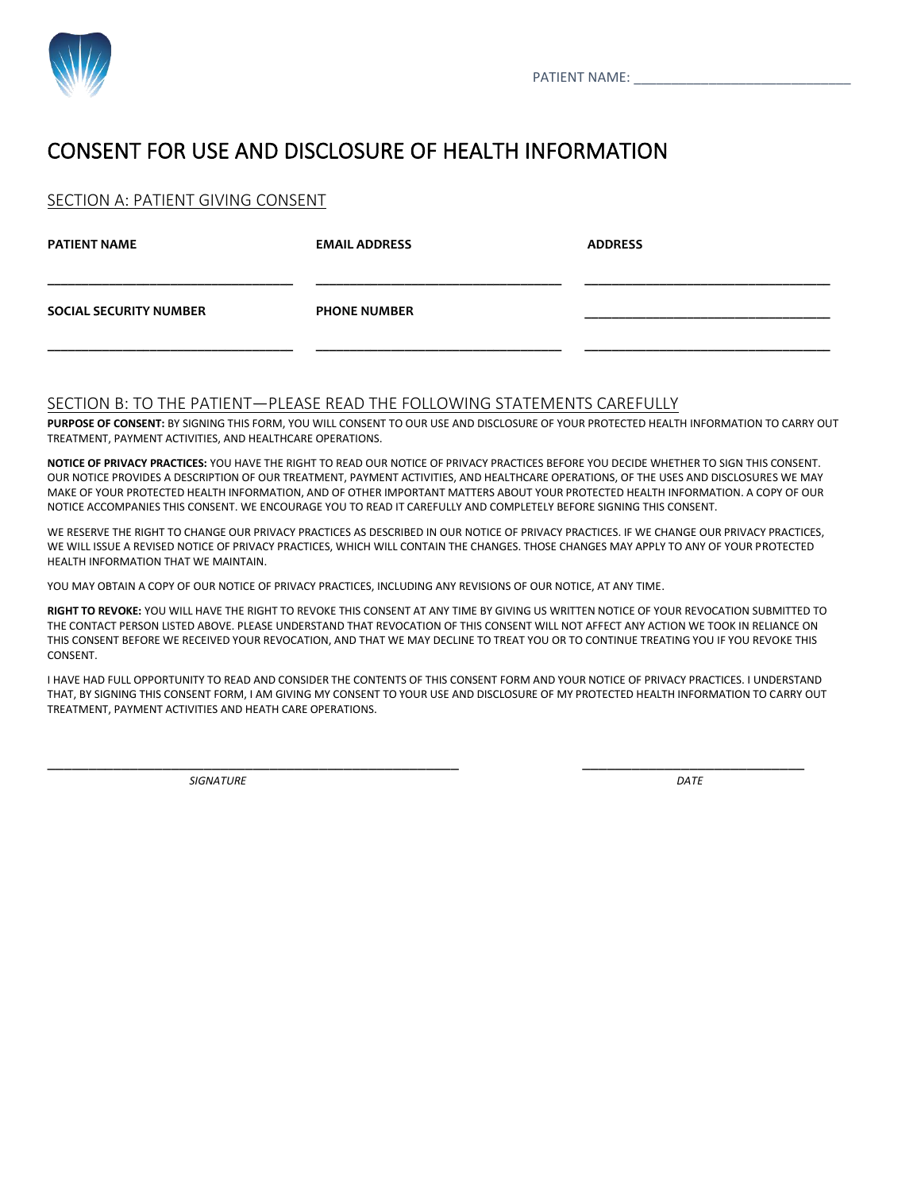PATIENT NAME: ______________________________

# CONSENT FOR USE AND DISCLOSURE OF HEALTH INFORMATION

## SECTION A: PATIENT GIVING CONSENT

| | | |
|---|---|---|
| **PATIENT NAME** | **EMAIL ADDRESS** | **ADDRESS** |
| ______________________ | ______________________ | ______________________ |
| **SOCIAL SECURITY NUMBER** | **PHONE NUMBER** | ______________________ |
| ______________________ | ______________________ | ______________________ |

## SECTION B: TO THE PATIENT—PLEASE READ THE FOLLOWING STATEMENTS CAREFULLY

**PURPOSE OF CONSENT:** BY SIGNING THIS FORM, YOU WILL CONSENT TO OUR USE AND DISCLOSURE OF YOUR PROTECTED HEALTH INFORMATION TO CARRY OUT TREATMENT, PAYMENT ACTIVITIES, AND HEALTHCARE OPERATIONS.

**NOTICE OF PRIVACY PRACTICES:** YOU HAVE THE RIGHT TO READ OUR NOTICE OF PRIVACY PRACTICES BEFORE YOU DECIDE WHETHER TO SIGN THIS CONSENT. OUR NOTICE PROVIDES A DESCRIPTION OF OUR TREATMENT, PAYMENT ACTIVITIES, AND HEALTHCARE OPERATIONS, OF THE USES AND DISCLOSURES WE MAY MAKE OF YOUR PROTECTED HEALTH INFORMATION, AND OF OTHER IMPORTANT MATTERS ABOUT YOUR PROTECTED HEALTH INFORMATION. A COPY OF OUR NOTICE ACCOMPANIES THIS CONSENT. WE ENCOURAGE YOU TO READ IT CAREFULLY AND COMPLETELY BEFORE SIGNING THIS CONSENT.

WE RESERVE THE RIGHT TO CHANGE OUR PRIVACY PRACTICES AS DESCRIBED IN OUR NOTICE OF PRIVACY PRACTICES. IF WE CHANGE OUR PRIVACY PRACTICES, WE WILL ISSUE A REVISED NOTICE OF PRIVACY PRACTICES, WHICH WILL CONTAIN THE CHANGES. THOSE CHANGES MAY APPLY TO ANY OF YOUR PROTECTED HEALTH INFORMATION THAT WE MAINTAIN.

YOU MAY OBTAIN A COPY OF OUR NOTICE OF PRIVACY PRACTICES, INCLUDING ANY REVISIONS OF OUR NOTICE, AT ANY TIME.

**RIGHT TO REVOKE:** YOU WILL HAVE THE RIGHT TO REVOKE THIS CONSENT AT ANY TIME BY GIVING US WRITTEN NOTICE OF YOUR REVOCATION SUBMITTED TO THE CONTACT PERSON LISTED ABOVE. PLEASE UNDERSTAND THAT REVOCATION OF THIS CONSENT WILL NOT AFFECT ANY ACTION WE TOOK IN RELIANCE ON THIS CONSENT BEFORE WE RECEIVED YOUR REVOCATION, AND THAT WE MAY DECLINE TO TREAT YOU OR TO CONTINUE TREATING YOU IF YOU REVOKE THIS CONSENT.

I HAVE HAD FULL OPPORTUNITY TO READ AND CONSIDER THE CONTENTS OF THIS CONSENT FORM AND YOUR NOTICE OF PRIVACY PRACTICES. I UNDERSTAND THAT, BY SIGNING THIS CONSENT FORM, I AM GIVING MY CONSENT TO YOUR USE AND DISCLOSURE OF MY PROTECTED HEALTH INFORMATION TO CARRY OUT TREATMENT, PAYMENT ACTIVITIES AND HEATH CARE OPERATIONS.

______________________________________________ ______________________________

*SIGNATURE* *DATE*